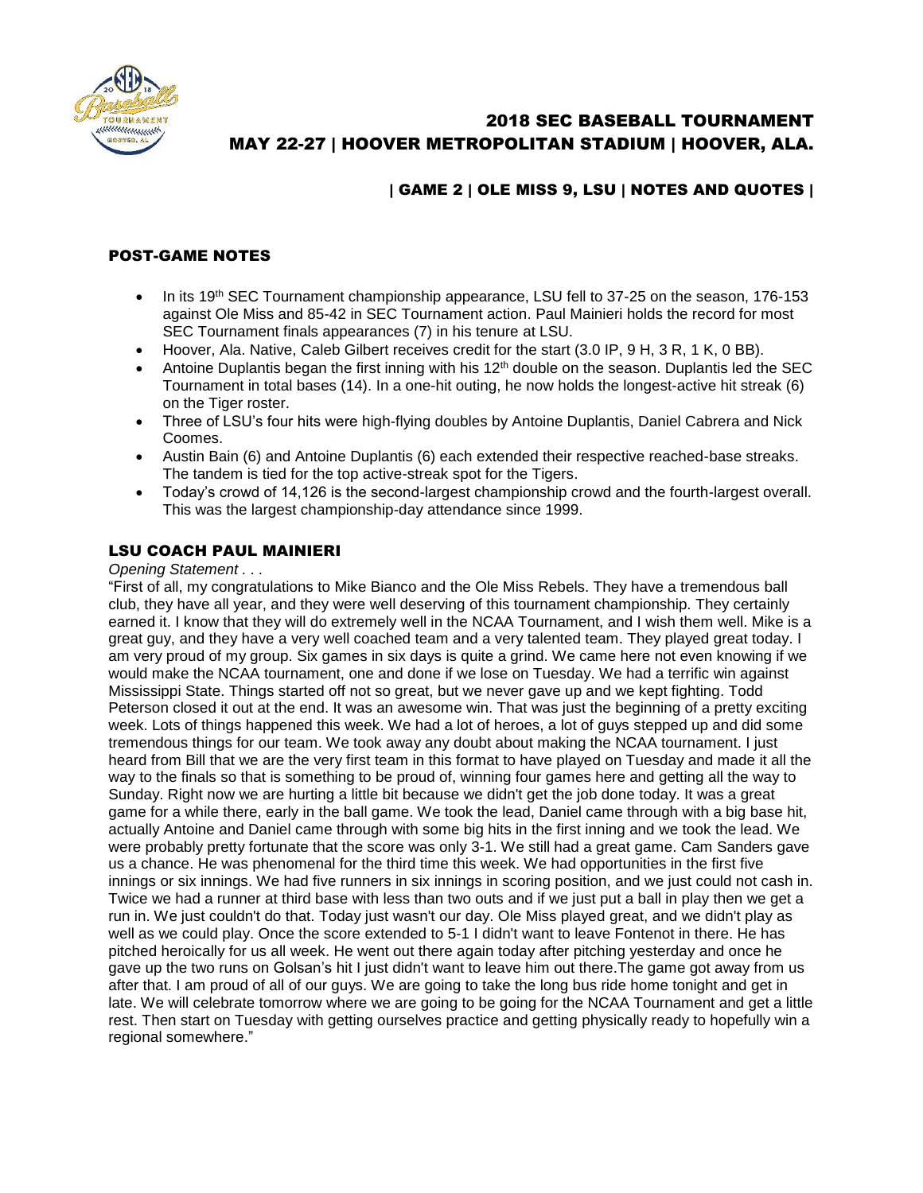# 2018 SEC BASEBALL TOURNAMENT
## MAY 22-27 | HOOVER METROPOLITAN STADIUM | HOOVER, ALA.

### | GAME 2 | OLE MISS 9, LSU | NOTES AND QUOTES |

### POST-GAME NOTES

- In its 19th SEC Tournament championship appearance, LSU fell to 37-25 on the season, 176-153 against Ole Miss and 85-42 in SEC Tournament action. Paul Mainieri holds the record for most SEC Tournament finals appearances (7) in his tenure at LSU.
- Hoover, Ala. Native, Caleb Gilbert receives credit for the start (3.0 IP, 9 H, 3 R, 1 K, 0 BB).
- Antoine Duplantis began the first inning with his 12th double on the season. Duplantis led the SEC Tournament in total bases (14). In a one-hit outing, he now holds the longest-active hit streak (6) on the Tiger roster.
- Three of LSU's four hits were high-flying doubles by Antoine Duplantis, Daniel Cabrera and Nick Coomes.
- Austin Bain (6) and Antoine Duplantis (6) each extended their respective reached-base streaks. The tandem is tied for the top active-streak spot for the Tigers.
- Today's crowd of 14,126 is the second-largest championship crowd and the fourth-largest overall. This was the largest championship-day attendance since 1999.

### LSU COACH PAUL MAINIERI

*Opening Statement . . .*

"First of all, my congratulations to Mike Bianco and the Ole Miss Rebels. They have a tremendous ball club, they have all year, and they were well deserving of this tournament championship. They certainly earned it. I know that they will do extremely well in the NCAA Tournament, and I wish them well. Mike is a great guy, and they have a very well coached team and a very talented team. They played great today. I am very proud of my group. Six games in six days is quite a grind. We came here not even knowing if we would make the NCAA tournament, one and done if we lose on Tuesday. We had a terrific win against Mississippi State. Things started off not so great, but we never gave up and we kept fighting. Todd Peterson closed it out at the end. It was an awesome win. That was just the beginning of a pretty exciting week. Lots of things happened this week. We had a lot of heroes, a lot of guys stepped up and did some tremendous things for our team. We took away any doubt about making the NCAA tournament. I just heard from Bill that we are the very first team in this format to have played on Tuesday and made it all the way to the finals so that is something to be proud of, winning four games here and getting all the way to Sunday. Right now we are hurting a little bit because we didn't get the job done today. It was a great game for a while there, early in the ball game. We took the lead, Daniel came through with a big base hit, actually Antoine and Daniel came through with some big hits in the first inning and we took the lead. We were probably pretty fortunate that the score was only 3-1. We still had a great game. Cam Sanders gave us a chance. He was phenomenal for the third time this week. We had opportunities in the first five innings or six innings. We had five runners in six innings in scoring position, and we just could not cash in. Twice we had a runner at third base with less than two outs and if we just put a ball in play then we get a run in. We just couldn't do that. Today just wasn't our day. Ole Miss played great, and we didn't play as well as we could play. Once the score extended to 5-1 I didn't want to leave Fontenot in there. He has pitched heroically for us all week. He went out there again today after pitching yesterday and once he gave up the two runs on Golsan's hit I just didn't want to leave him out there.The game got away from us after that. I am proud of all of our guys. We are going to take the long bus ride home tonight and get in late. We will celebrate tomorrow where we are going to be going for the NCAA Tournament and get a little rest. Then start on Tuesday with getting ourselves practice and getting physically ready to hopefully win a regional somewhere."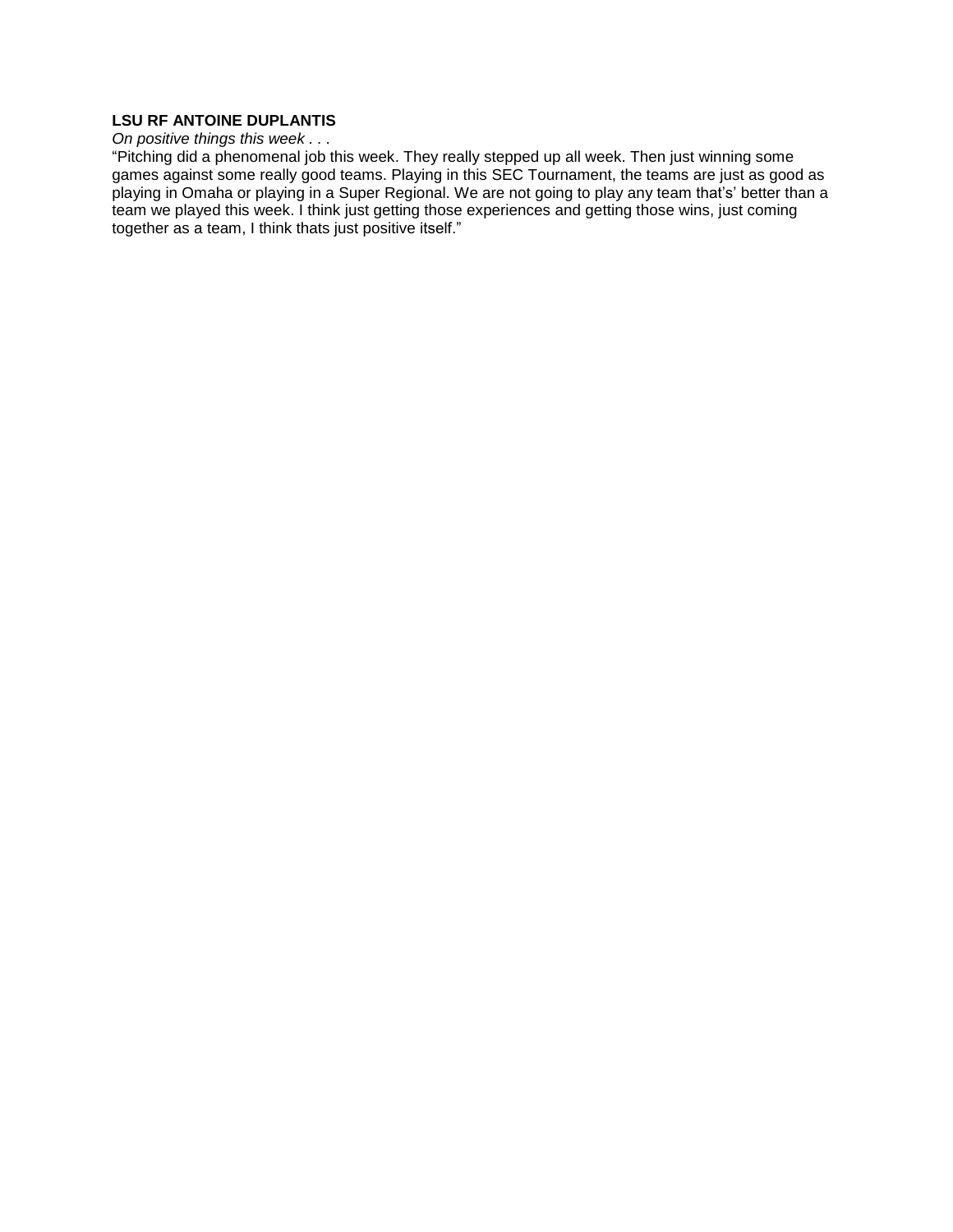**LSU RF ANTOINE DUPLANTIS**

*On positive things this week . . .*

"Pitching did a phenomenal job this week. They really stepped up all week. Then just winning some games against some really good teams. Playing in this SEC Tournament, the teams are just as good as playing in Omaha or playing in a Super Regional. We are not going to play any team that's' better than a team we played this week. I think just getting those experiences and getting those wins, just coming together as a team, I think thats just positive itself."